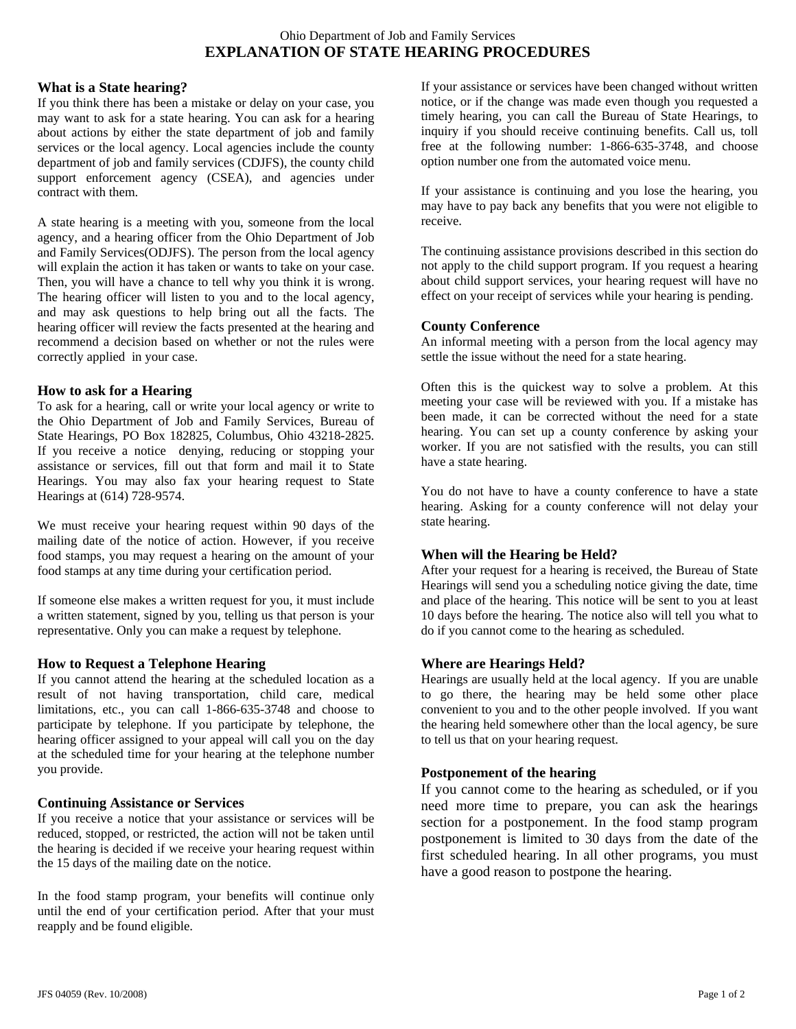Ohio Department of Job and Family Services

# EXPLANATION OF STATE HEARING PROCEDURES

### What is a State hearing?

If you think there has been a mistake or delay on your case, you may want to ask for a state hearing. You can ask for a hearing about actions by either the state department of job and family services or the local agency. Local agencies include the county department of job and family services (CDJFS), the county child support enforcement agency (CSEA), and agencies under contract with them.

A state hearing is a meeting with you, someone from the local agency, and a hearing officer from the Ohio Department of Job and Family Services(ODJFS). The person from the local agency will explain the action it has taken or wants to take on your case. Then, you will have a chance to tell why you think it is wrong. The hearing officer will listen to you and to the local agency, and may ask questions to help bring out all the facts. The hearing officer will review the facts presented at the hearing and recommend a decision based on whether or not the rules were correctly applied in your case.

### How to ask for a Hearing

To ask for a hearing, call or write your local agency or write to the Ohio Department of Job and Family Services, Bureau of State Hearings, PO Box 182825, Columbus, Ohio 43218-2825. If you receive a notice denying, reducing or stopping your assistance or services, fill out that form and mail it to State Hearings. You may also fax your hearing request to State Hearings at (614) 728-9574.

We must receive your hearing request within 90 days of the mailing date of the notice of action. However, if you receive food stamps, you may request a hearing on the amount of your food stamps at any time during your certification period.

If someone else makes a written request for you, it must include a written statement, signed by you, telling us that person is your representative. Only you can make a request by telephone.

### How to Request a Telephone Hearing

If you cannot attend the hearing at the scheduled location as a result of not having transportation, child care, medical limitations, etc., you can call 1-866-635-3748 and choose to participate by telephone. If you participate by telephone, the hearing officer assigned to your appeal will call you on the day at the scheduled time for your hearing at the telephone number you provide.

### Continuing Assistance or Services

If you receive a notice that your assistance or services will be reduced, stopped, or restricted, the action will not be taken until the hearing is decided if we receive your hearing request within the 15 days of the mailing date on the notice.

In the food stamp program, your benefits will continue only until the end of your certification period. After that your must reapply and be found eligible.

If your assistance or services have been changed without written notice, or if the change was made even though you requested a timely hearing, you can call the Bureau of State Hearings, to inquiry if you should receive continuing benefits. Call us, toll free at the following number: 1-866-635-3748, and choose option number one from the automated voice menu.

If your assistance is continuing and you lose the hearing, you may have to pay back any benefits that you were not eligible to receive.

The continuing assistance provisions described in this section do not apply to the child support program. If you request a hearing about child support services, your hearing request will have no effect on your receipt of services while your hearing is pending.

### County Conference

An informal meeting with a person from the local agency may settle the issue without the need for a state hearing.

Often this is the quickest way to solve a problem. At this meeting your case will be reviewed with you. If a mistake has been made, it can be corrected without the need for a state hearing. You can set up a county conference by asking your worker. If you are not satisfied with the results, you can still have a state hearing.

You do not have to have a county conference to have a state hearing. Asking for a county conference will not delay your state hearing.

### When will the Hearing be Held?

After your request for a hearing is received, the Bureau of State Hearings will send you a scheduling notice giving the date, time and place of the hearing. This notice will be sent to you at least 10 days before the hearing. The notice also will tell you what to do if you cannot come to the hearing as scheduled.

### Where are Hearings Held?

Hearings are usually held at the local agency. If you are unable to go there, the hearing may be held some other place convenient to you and to the other people involved. If you want the hearing held somewhere other than the local agency, be sure to tell us that on your hearing request.

### Postponement of the hearing

If you cannot come to the hearing as scheduled, or if you need more time to prepare, you can ask the hearings section for a postponement. In the food stamp program postponement is limited to 30 days from the date of the first scheduled hearing. In all other programs, you must have a good reason to postpone the hearing.

JFS 04059 (Rev. 10/2008)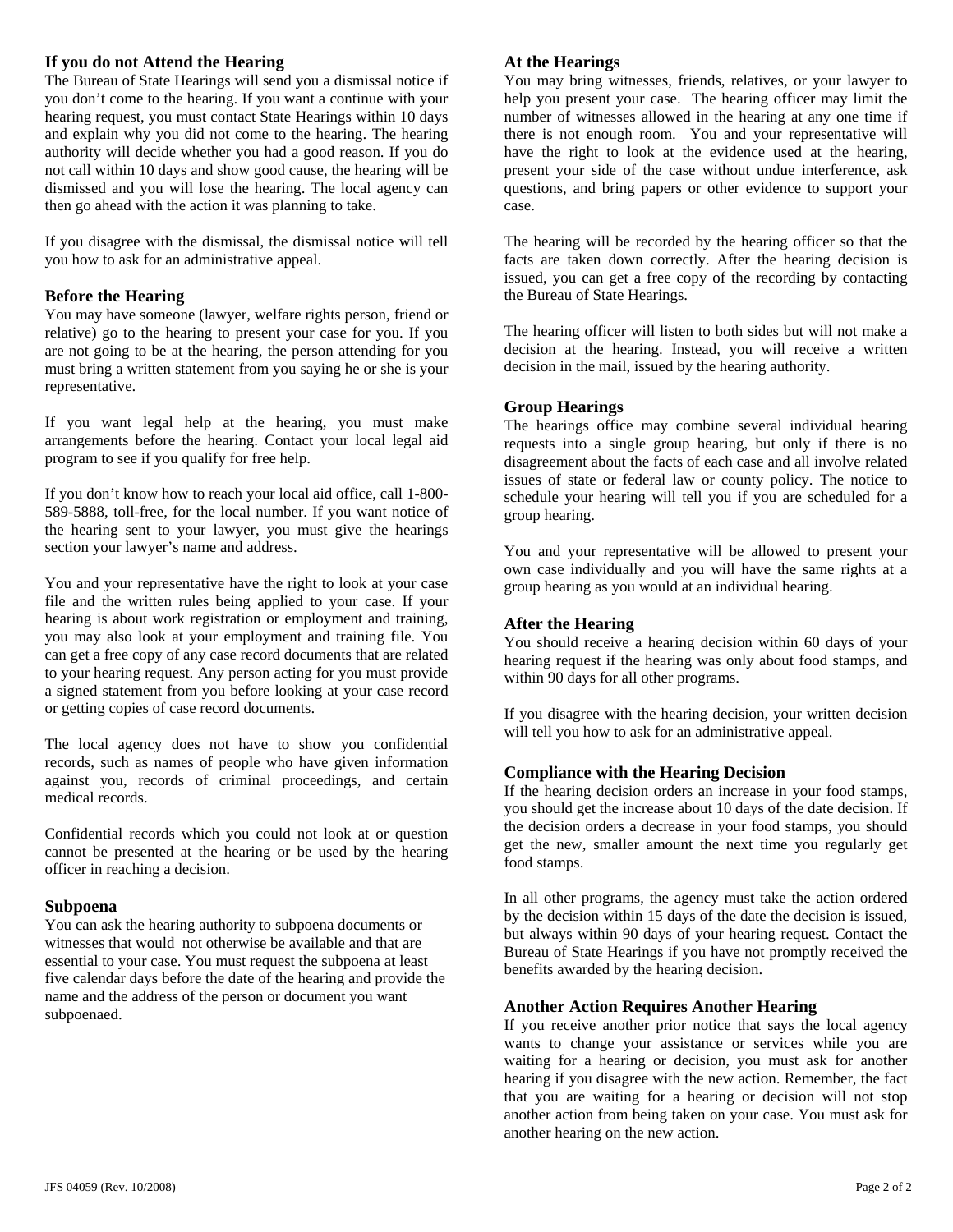### If you do not Attend the Hearing

The Bureau of State Hearings will send you a dismissal notice if you don't come to the hearing. If you want a continue with your hearing request, you must contact State Hearings within 10 days and explain why you did not come to the hearing. The hearing authority will decide whether you had a good reason. If you do not call within 10 days and show good cause, the hearing will be dismissed and you will lose the hearing. The local agency can then go ahead with the action it was planning to take.

If you disagree with the dismissal, the dismissal notice will tell you how to ask for an administrative appeal.

### Before the Hearing

You may have someone (lawyer, welfare rights person, friend or relative) go to the hearing to present your case for you. If you are not going to be at the hearing, the person attending for you must bring a written statement from you saying he or she is your representative.

If you want legal help at the hearing, you must make arrangements before the hearing. Contact your local legal aid program to see if you qualify for free help.

If you don't know how to reach your local aid office, call 1-800-589-5888, toll-free, for the local number. If you want notice of the hearing sent to your lawyer, you must give the hearings section your lawyer's name and address.

You and your representative have the right to look at your case file and the written rules being applied to your case. If your hearing is about work registration or employment and training, you may also look at your employment and training file. You can get a free copy of any case record documents that are related to your hearing request. Any person acting for you must provide a signed statement from you before looking at your case record or getting copies of case record documents.

The local agency does not have to show you confidential records, such as names of people who have given information against you, records of criminal proceedings, and certain medical records.

Confidential records which you could not look at or question cannot be presented at the hearing or be used by the hearing officer in reaching a decision.

### Subpoena

You can ask the hearing authority to subpoena documents or witnesses that would not otherwise be available and that are essential to your case. You must request the subpoena at least five calendar days before the date of the hearing and provide the name and the address of the person or document you want subpoenaed.

### At the Hearings

You may bring witnesses, friends, relatives, or your lawyer to help you present your case. The hearing officer may limit the number of witnesses allowed in the hearing at any one time if there is not enough room. You and your representative will have the right to look at the evidence used at the hearing, present your side of the case without undue interference, ask questions, and bring papers or other evidence to support your case.

The hearing will be recorded by the hearing officer so that the facts are taken down correctly. After the hearing decision is issued, you can get a free copy of the recording by contacting the Bureau of State Hearings.

The hearing officer will listen to both sides but will not make a decision at the hearing. Instead, you will receive a written decision in the mail, issued by the hearing authority.

### Group Hearings

The hearings office may combine several individual hearing requests into a single group hearing, but only if there is no disagreement about the facts of each case and all involve related issues of state or federal law or county policy. The notice to schedule your hearing will tell you if you are scheduled for a group hearing.

You and your representative will be allowed to present your own case individually and you will have the same rights at a group hearing as you would at an individual hearing.

### After the Hearing

You should receive a hearing decision within 60 days of your hearing request if the hearing was only about food stamps, and within 90 days for all other programs.

If you disagree with the hearing decision, your written decision will tell you how to ask for an administrative appeal.

### Compliance with the Hearing Decision

If the hearing decision orders an increase in your food stamps, you should get the increase about 10 days of the date decision. If the decision orders a decrease in your food stamps, you should get the new, smaller amount the next time you regularly get food stamps.

In all other programs, the agency must take the action ordered by the decision within 15 days of the date the decision is issued, but always within 90 days of your hearing request. Contact the Bureau of State Hearings if you have not promptly received the benefits awarded by the hearing decision.

### Another Action Requires Another Hearing

If you receive another prior notice that says the local agency wants to change your assistance or services while you are waiting for a hearing or decision, you must ask for another hearing if you disagree with the new action. Remember, the fact that you are waiting for a hearing or decision will not stop another action from being taken on your case. You must ask for another hearing on the new action.

JFS 04059 (Rev. 10/2008)